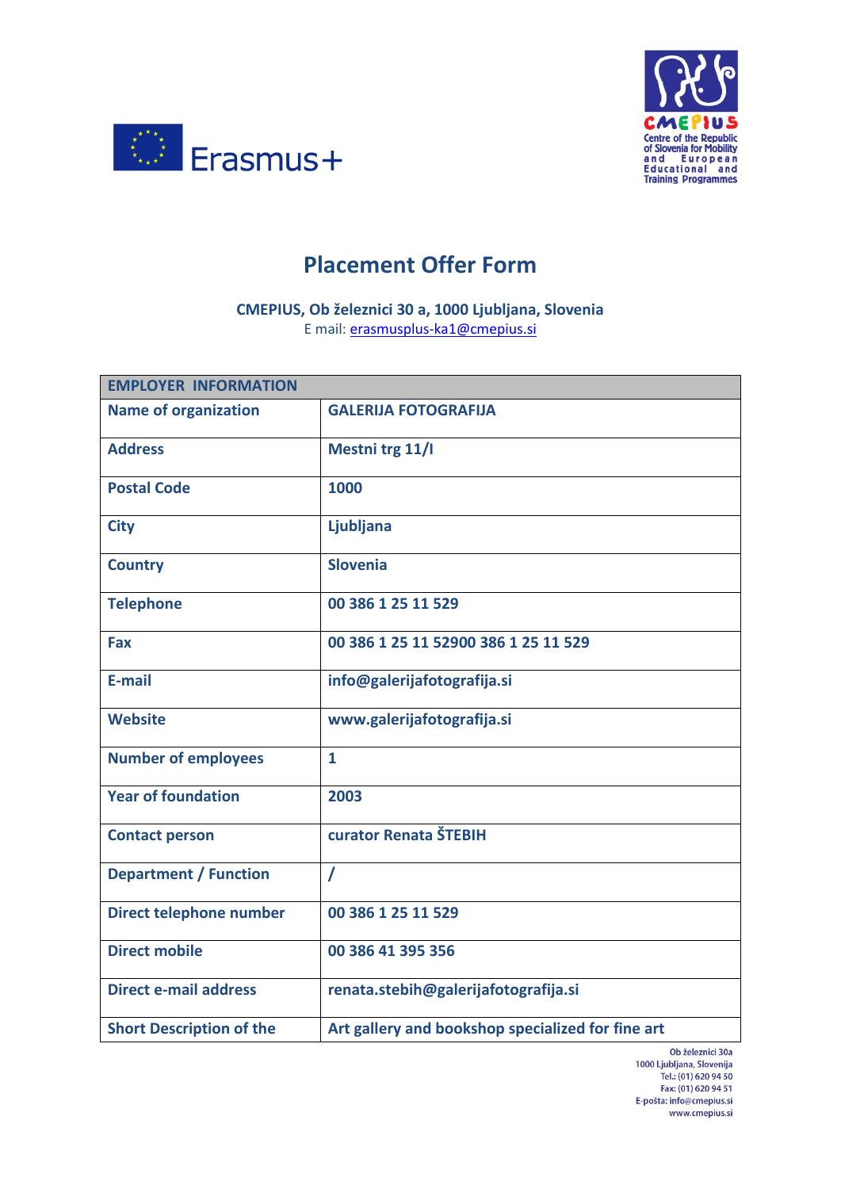# Placement Offer Form

**CMEPIUS, Ob železnici 30 a, 1000 Ljubljana, Slovenia**
E mail: erasmusplus-ka1@cmepius.si

| EMPLOYER INFORMATION | |
|---|---|
| **Name of organization** | **GALERIJA FOTOGRAFIJA** |
| **Address** | **Mestni trg 11/I** |
| **Postal Code** | **1000** |
| **City** | **Ljubljana** |
| **Country** | **Slovenia** |
| **Telephone** | **00 386 1 25 11 529** |
| **Fax** | **00 386 1 25 11 52900 386 1 25 11 529** |
| **E-mail** | **info@galerijafotografija.si** |
| **Website** | **www.galerijafotografija.si** |
| **Number of employees** | **1** |
| **Year of foundation** | **2003** |
| **Contact person** | **curator Renata ŠTEBIH** |
| **Department / Function** | **/** |
| **Direct telephone number** | **00 386 1 25 11 529** |
| **Direct mobile** | **00 386 41 395 356** |
| **Direct e-mail address** | **renata.stebih@galerijafotografija.si** |
| **Short Description of the** | **Art gallery and bookshop specialized for fine art** |

Ob železnici 30a
1000 Ljubljana, Slovenija
Tel.: (01) 620 94 50
Fax: (01) 620 94 51
E-pošta: info@cmepius.si
www.cmepius.si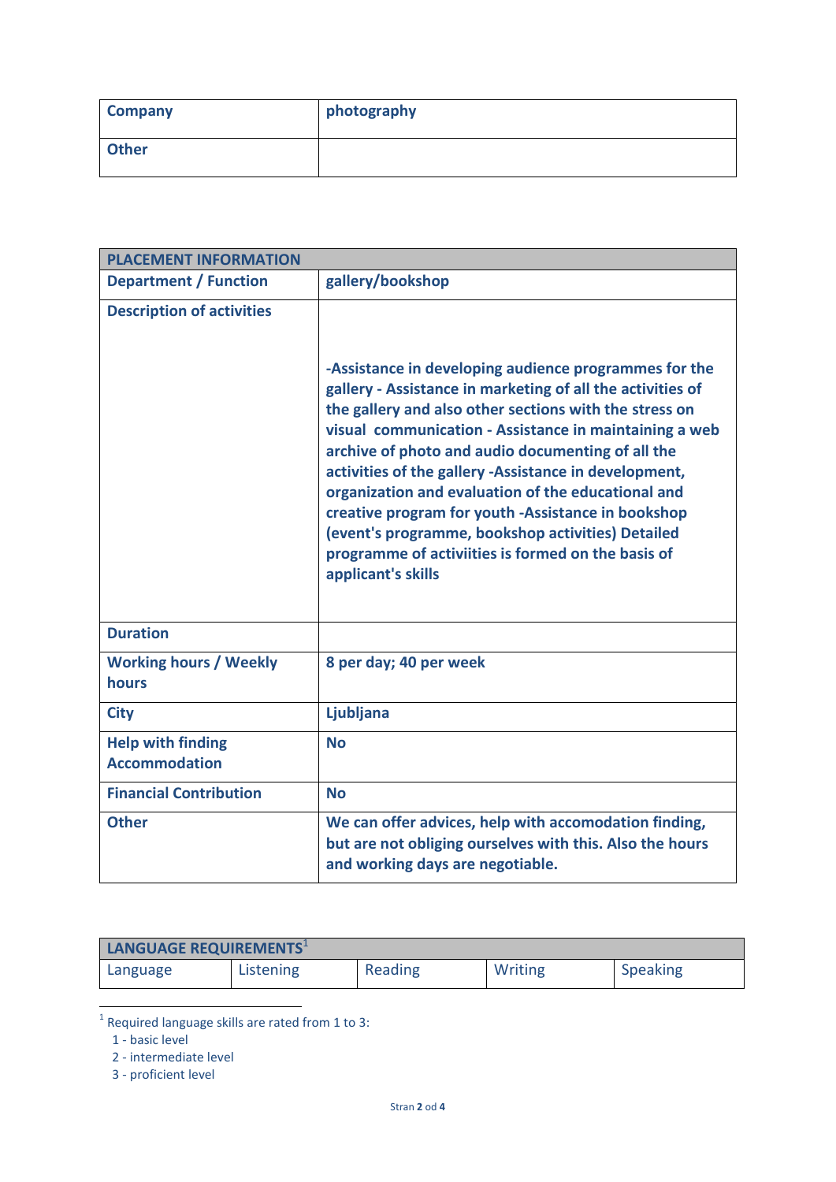| Company | photography |
|---|---|
| Other | |

| PLACEMENT INFORMATION | |
|---|---|
| Department / Function | gallery/bookshop |
| Description of activities | -Assistance in developing audience programmes for the gallery - Assistance in marketing of all the activities of the gallery and also other sections with the stress on visual communication - Assistance in maintaining a web archive of photo and audio documenting of all the activities of the gallery -Assistance in development, organization and evaluation of the educational and creative program for youth -Assistance in bookshop (event's programme, bookshop activities) Detailed programme of activiities is formed on the basis of applicant's skills |
| Duration | |
| Working hours / Weekly hours | 8 per day; 40 per week |
| City | Ljubljana |
| Help with finding Accommodation | No |
| Financial Contribution | No |
| Other | We can offer advices, help with accomodation finding, but are not obliging ourselves with this. Also the hours and working days are negotiable. |

| LANGUAGE REQUIREMENTS[1] | | | | |
|---|---|---|---|---|
| Language | Listening | Reading | Writing | Speaking |

[1] Required language skills are rated from 1 to 3:
1 - basic level
2 - intermediate level
3 - proficient level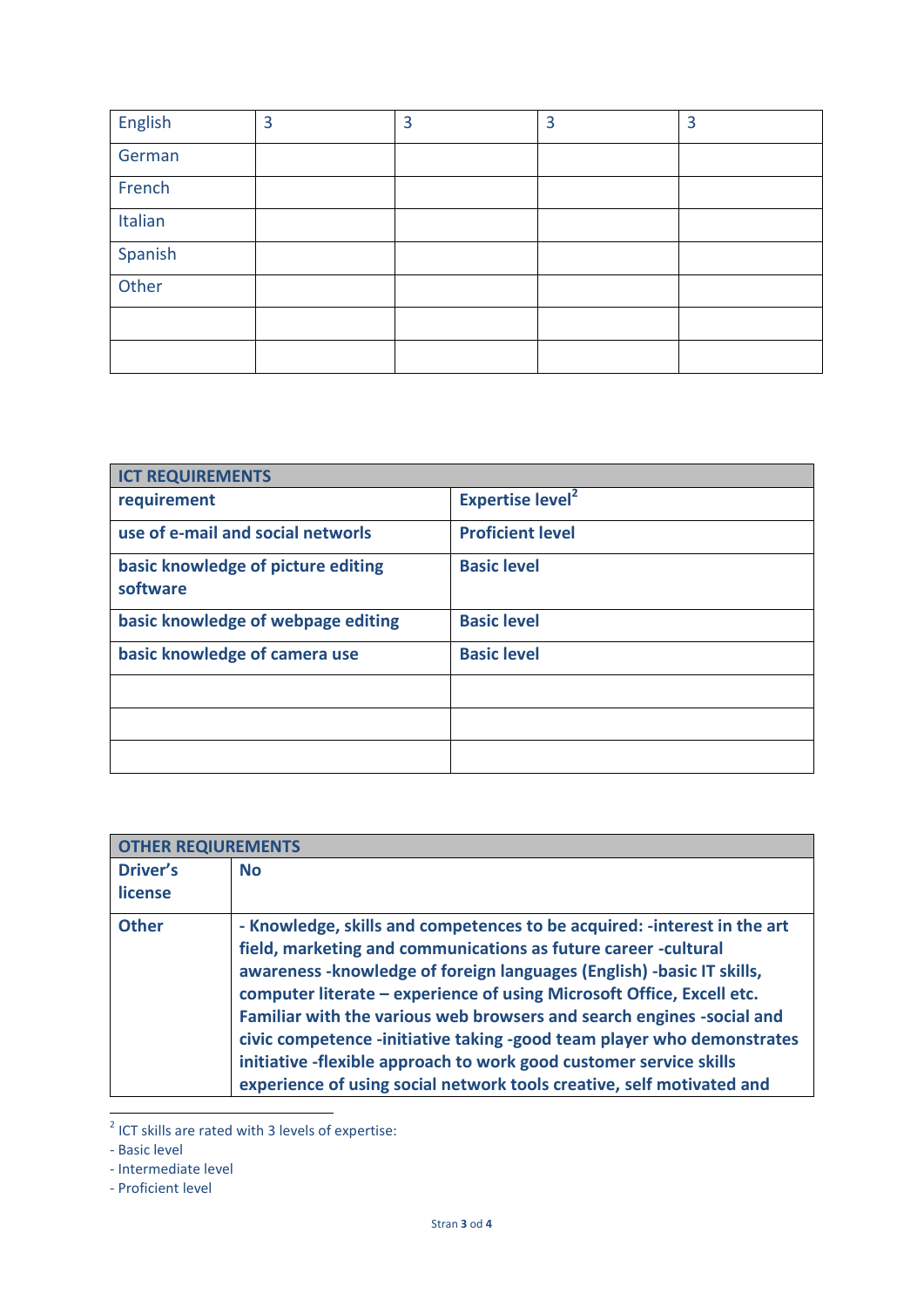| English | 3 | 3 | 3 | 3 |
|---|---|---|---|---|
| German | | | | |
| French | | | | |
| Italian | | | | |
| Spanish | | | | |
| Other | | | | |
| | | | | |
| | | | | |

| **ICT REQUIREMENTS** | |
|---|---|
| **requirement** | **Expertise level**[2] |
| **use of e-mail and social networls** | **Proficient level** |
| **basic knowledge of picture editing software** | **Basic level** |
| **basic knowledge of webpage editing** | **Basic level** |
| **basic knowledge of camera use** | **Basic level** |
| | |
| | |
| | |

| **OTHER REQUIREMENTS** | |
|---|---|
| **Driver's license** | **No** |
| **Other** | **- Knowledge, skills and competences to be acquired: -interest in the art field, marketing and communications as future career -cultural awareness -knowledge of foreign languages (English) -basic IT skills, computer literate – experience of using Microsoft Office, Excell etc. Familiar with the various web browsers and search engines -social and civic competence -initiative taking -good team player who demonstrates initiative -flexible approach to work good customer service skills experience of using social network tools creative, self motivated and** |

[2] ICT skills are rated with 3 levels of expertise:
- Basic level
- Intermediate level
- Proficient level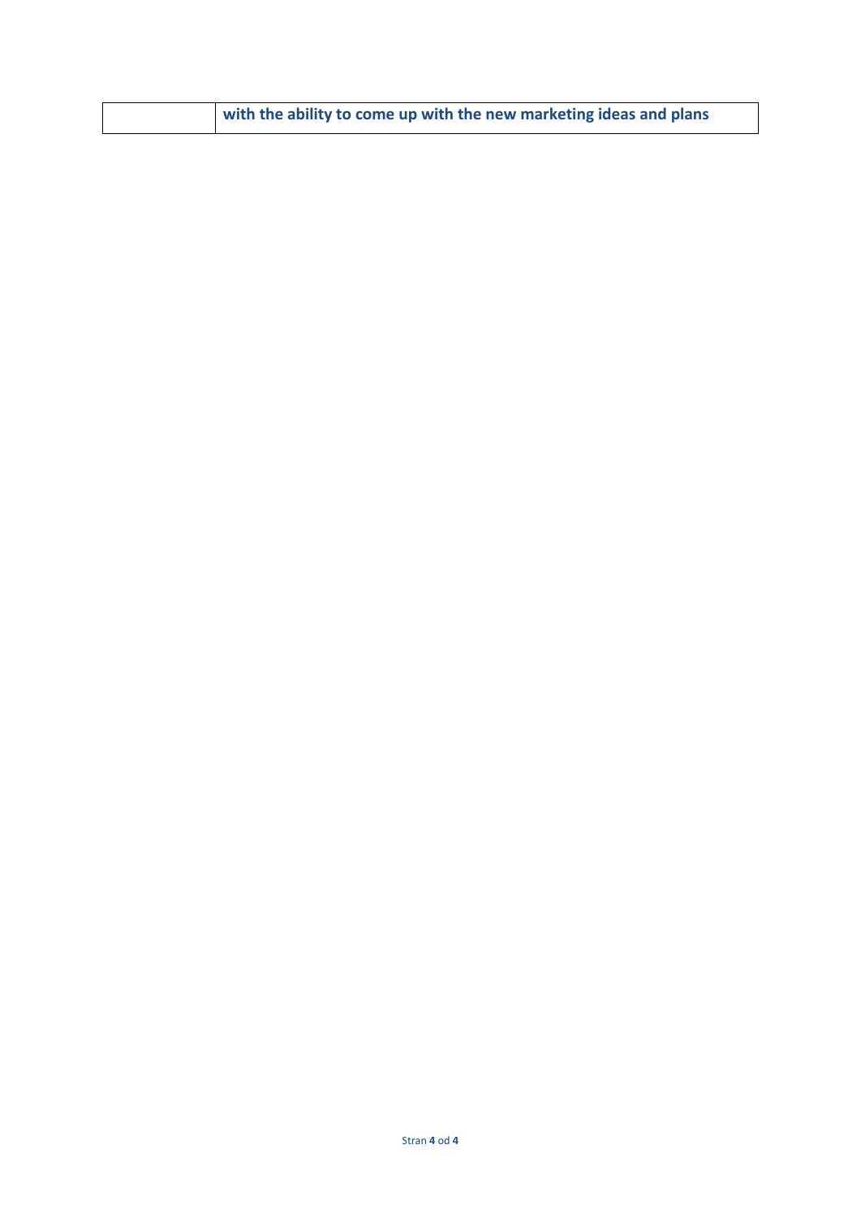| | |
|---|---|
| | **with the ability to come up with the new marketing ideas and plans** |